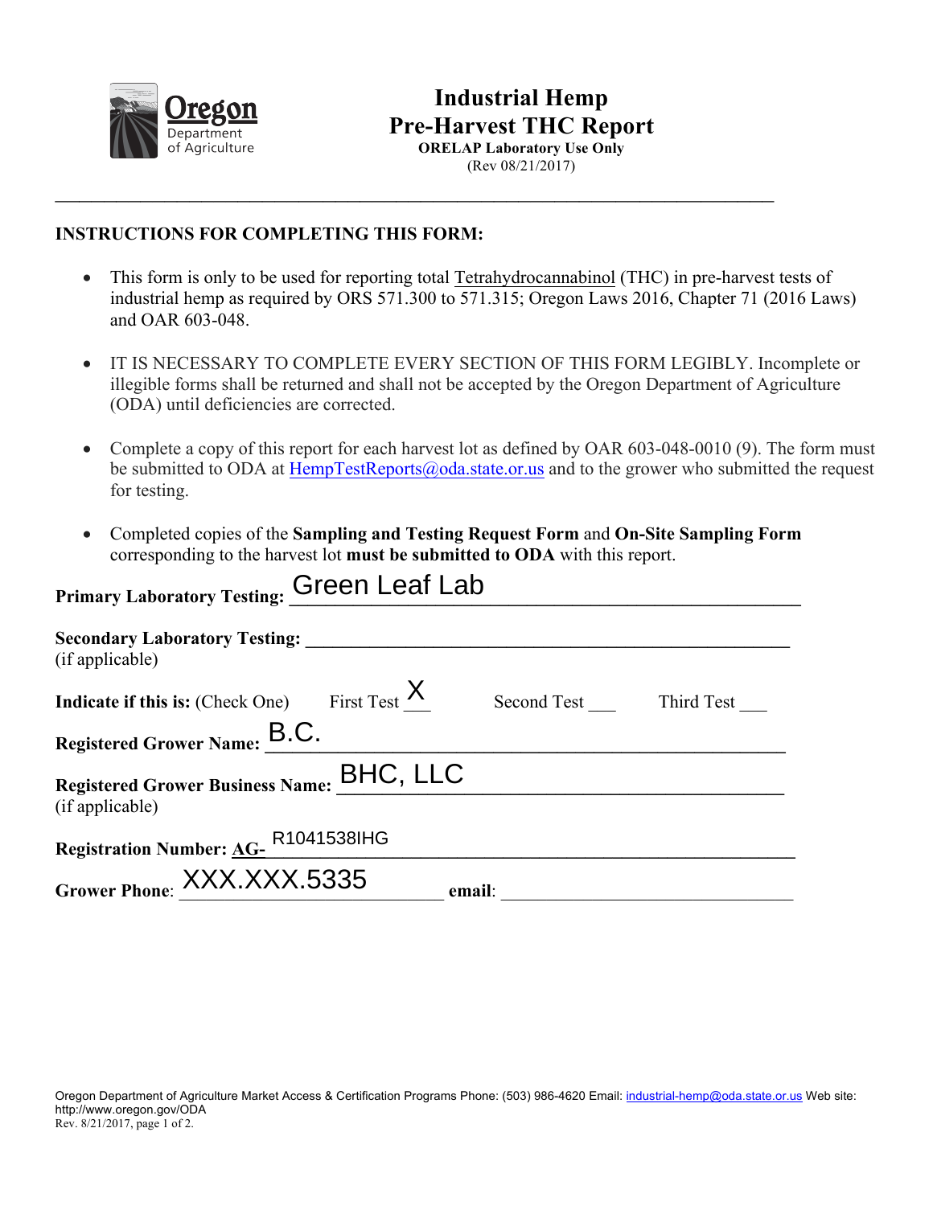Oregon Department of Agriculture

# Industrial Hemp
# Pre-Harvest THC Report

**ORELAP Laboratory Use Only**

(Rev 08/21/2017)

---

**INSTRUCTIONS FOR COMPLETING THIS FORM:**

- This form is only to be used for reporting total Tetrahydrocannabinol (THC) in pre-harvest tests of industrial hemp as required by ORS 571.300 to 571.315; Oregon Laws 2016, Chapter 71 (2016 Laws) and OAR 603-048.
- IT IS NECESSARY TO COMPLETE EVERY SECTION OF THIS FORM LEGIBLY. Incomplete or illegible forms shall be returned and shall not be accepted by the Oregon Department of Agriculture (ODA) until deficiencies are corrected.
- Complete a copy of this report for each harvest lot as defined by OAR 603-048-0010 (9). The form must be submitted to ODA at HempTestReports@oda.state.or.us and to the grower who submitted the request for testing.
- Completed copies of the **Sampling and Testing Request Form** and **On-Site Sampling Form** corresponding to the harvest lot **must be submitted to ODA** with this report.

**Primary Laboratory Testing:** Green Leaf Lab

**Secondary Laboratory Testing:** ____________________
(if applicable)

**Indicate if this is:** (Check One) First Test X Second Test ___ Third Test ___

**Registered Grower Name:** B.C.

**Registered Grower Business Name:** BHC, LLC
(if applicable)

**Registration Number:** **AG-** R1041538IHG

**Grower Phone**: XXX.XXX.5335 **email**: ____________________

Oregon Department of Agriculture Market Access & Certification Programs Phone: (503) 986-4620 Email: industrial-hemp@oda.state.or.us Web site: http://www.oregon.gov/ODA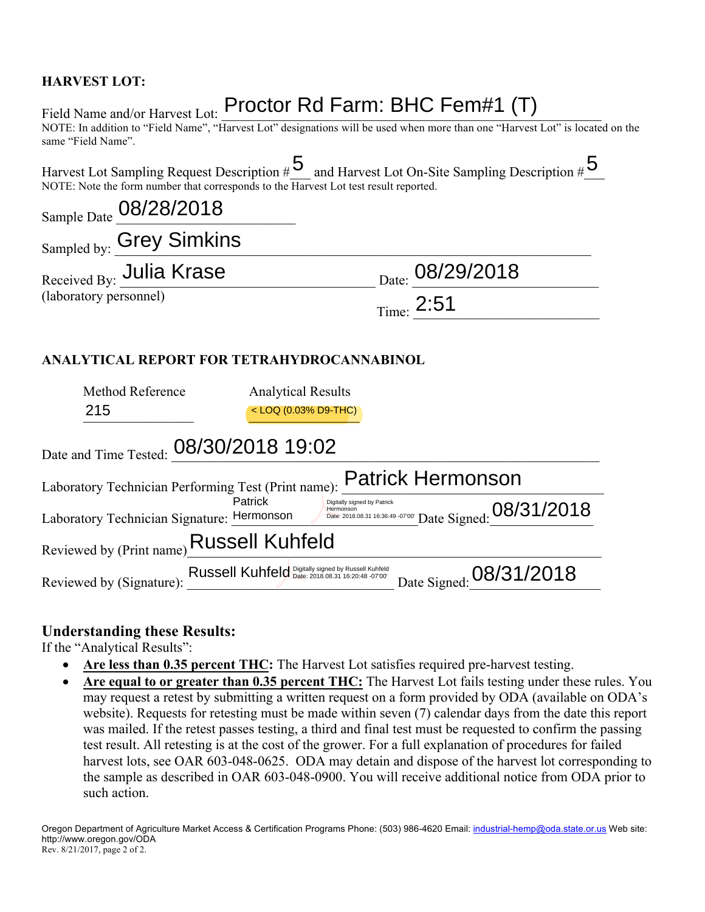**HARVEST LOT:**

Field Name and/or Harvest Lot: Proctor Rd Farm: BHC Fem#1 (T)

NOTE: In addition to "Field Name", "Harvest Lot" designations will be used when more than one "Harvest Lot" is located on the same "Field Name".

Harvest Lot Sampling Request Description # 5 and Harvest Lot On-Site Sampling Description # 5

NOTE: Note the form number that corresponds to the Harvest Lot test result reported.

Sample Date 08/28/2018

Sampled by: Grey Simkins

Received By: Julia Krase Date: 08/29/2018
(laboratory personnel) Time: 2:51

**ANALYTICAL REPORT FOR TETRAHYDROCANNABINOL**

| Method Reference | Analytical Results |
|---|---|
| 215 | < LOQ (0.03% D9-THC) |

Date and Time Tested: 08/30/2018 19:02

Laboratory Technician Performing Test (Print name): Patrick Hermonson

Laboratory Technician Signature: Patrick Hermonson Digitally signed by Patrick Hermonson Date: 2018.08.31 16:36:49 -07'00' Date Signed: 08/31/2018

Reviewed by (Print name) Russell Kuhfeld

Reviewed by (Signature): Russell Kuhfeld Digitally signed by Russell Kuhfeld Date: 2018.08.31 16:20:48 -07'00' Date Signed: 08/31/2018

## Understanding these Results:

If the "Analytical Results":

- **Are less than 0.35 percent THC:** The Harvest Lot satisfies required pre-harvest testing.
- **Are equal to or greater than 0.35 percent THC:** The Harvest Lot fails testing under these rules. You may request a retest by submitting a written request on a form provided by ODA (available on ODA's website). Requests for retesting must be made within seven (7) calendar days from the date this report was mailed. If the retest passes testing, a third and final test must be requested to confirm the passing test result. All retesting is at the cost of the grower. For a full explanation of procedures for failed harvest lots, see OAR 603-048-0625. ODA may detain and dispose of the harvest lot corresponding to the sample as described in OAR 603-048-0900. You will receive additional notice from ODA prior to such action.

Oregon Department of Agriculture Market Access & Certification Programs Phone: (503) 986-4620 Email: industrial-hemp@oda.state.or.us Web site: http://www.oregon.gov/ODA
Rev. 8/21/2017, page 2 of 2.